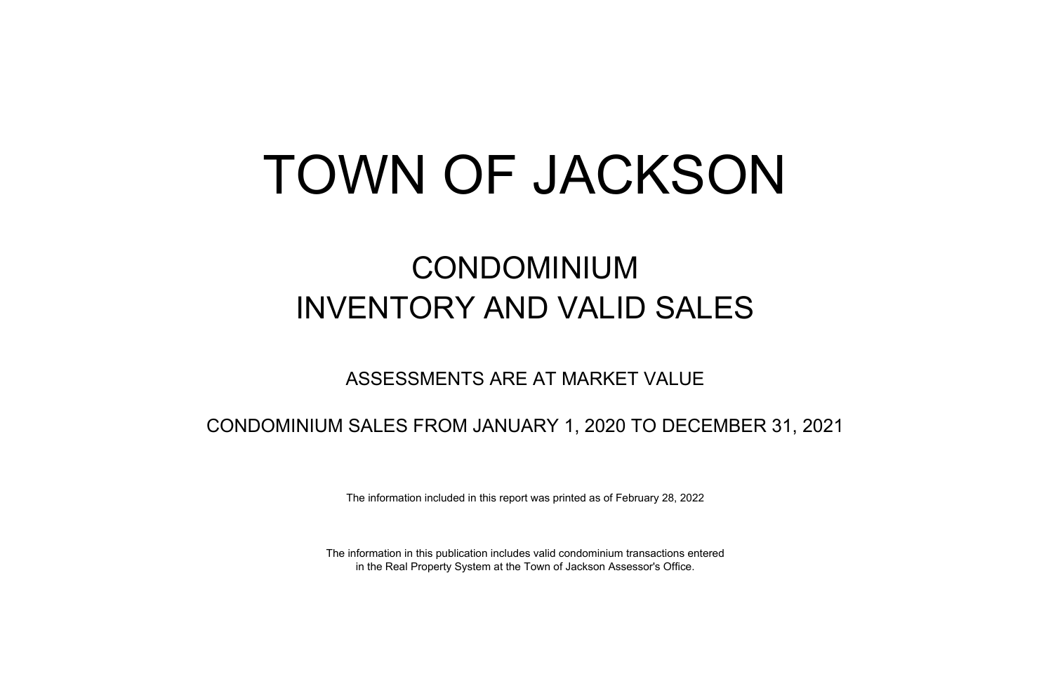# TOWN OF JACKSON

## CONDOMINIUM
## INVENTORY AND VALID SALES

ASSESSMENTS ARE AT MARKET VALUE

CONDOMINIUM SALES FROM JANUARY 1, 2020 TO DECEMBER 31, 2021

The information included in this report was printed as of February 28, 2022

The information in this publication includes valid condominium transactions entered in the Real Property System at the Town of Jackson Assessor's Office.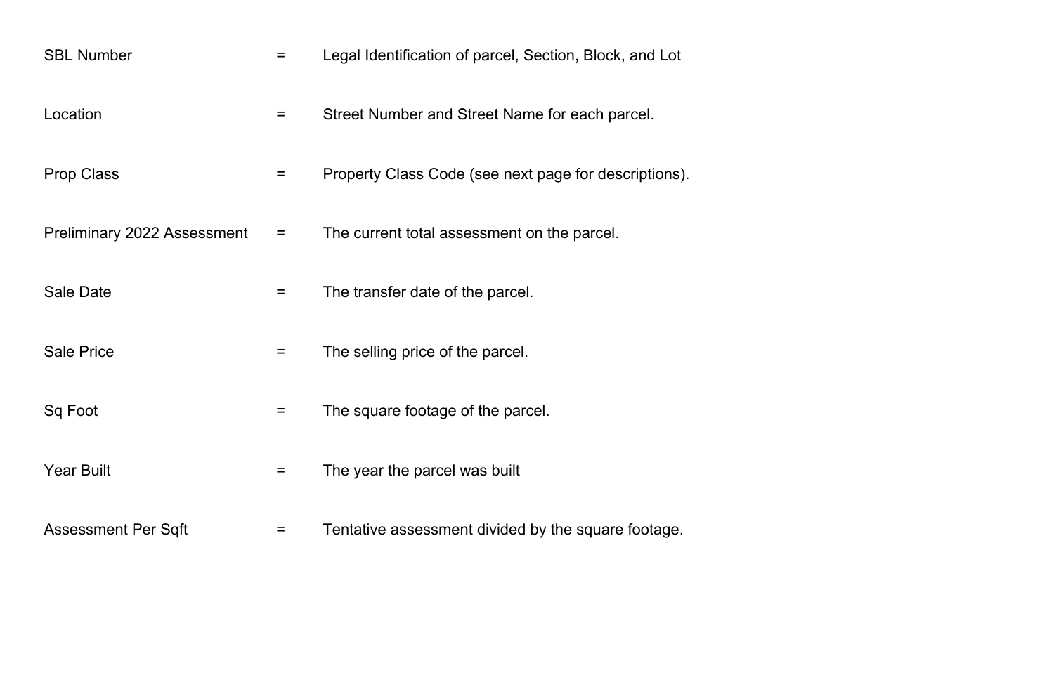| | | |
|---|---|---|
| SBL Number | = | Legal Identification of parcel, Section, Block, and Lot |
| Location | = | Street Number and Street Name for each parcel. |
| Prop Class | = | Property Class Code (see next page for descriptions). |
| Preliminary 2022 Assessment | = | The current total assessment on the parcel. |
| Sale Date | = | The transfer date of the parcel. |
| Sale Price | = | The selling price of the parcel. |
| Sq Foot | = | The square footage of the parcel. |
| Year Built | = | The year the parcel was built |
| Assessment Per Sqft | = | Tentative assessment divided by the square footage. |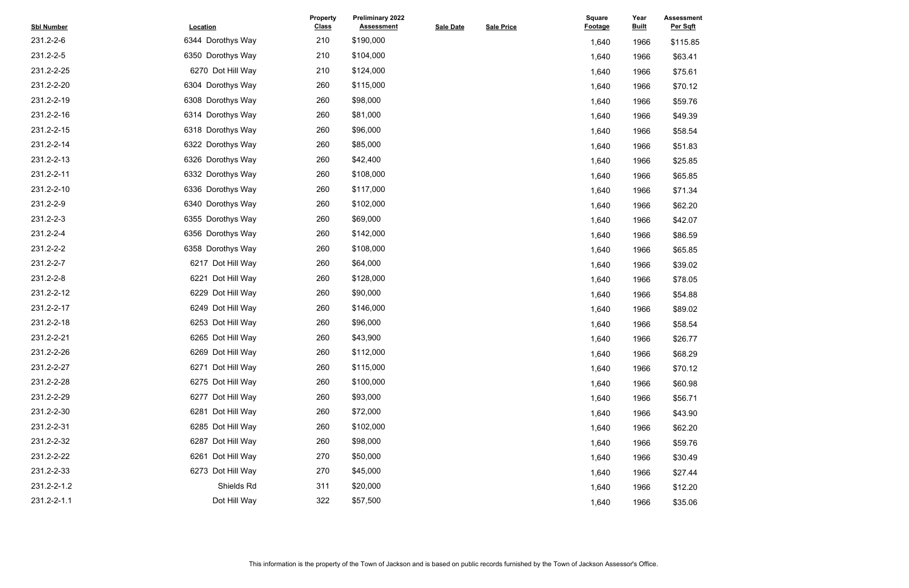| Sbl Number | Location | Property Class | Preliminary 2022 Assessment | Sale Date | Sale Price | Square Footage | Year Built | Assessment Per Sqft |
|---|---|---|---|---|---|---|---|---|
| 231.2-2-6 | 6344 Dorothys Way | 210 | $190,000 | | | 1,640 | 1966 | $115.85 |
| 231.2-2-5 | 6350 Dorothys Way | 210 | $104,000 | | | 1,640 | 1966 | $63.41 |
| 231.2-2-25 | 6270 Dot Hill Way | 210 | $124,000 | | | 1,640 | 1966 | $75.61 |
| 231.2-2-20 | 6304 Dorothys Way | 260 | $115,000 | | | 1,640 | 1966 | $70.12 |
| 231.2-2-19 | 6308 Dorothys Way | 260 | $98,000 | | | 1,640 | 1966 | $59.76 |
| 231.2-2-16 | 6314 Dorothys Way | 260 | $81,000 | | | 1,640 | 1966 | $49.39 |
| 231.2-2-15 | 6318 Dorothys Way | 260 | $96,000 | | | 1,640 | 1966 | $58.54 |
| 231.2-2-14 | 6322 Dorothys Way | 260 | $85,000 | | | 1,640 | 1966 | $51.83 |
| 231.2-2-13 | 6326 Dorothys Way | 260 | $42,400 | | | 1,640 | 1966 | $25.85 |
| 231.2-2-11 | 6332 Dorothys Way | 260 | $108,000 | | | 1,640 | 1966 | $65.85 |
| 231.2-2-10 | 6336 Dorothys Way | 260 | $117,000 | | | 1,640 | 1966 | $71.34 |
| 231.2-2-9 | 6340 Dorothys Way | 260 | $102,000 | | | 1,640 | 1966 | $62.20 |
| 231.2-2-3 | 6355 Dorothys Way | 260 | $69,000 | | | 1,640 | 1966 | $42.07 |
| 231.2-2-4 | 6356 Dorothys Way | 260 | $142,000 | | | 1,640 | 1966 | $86.59 |
| 231.2-2-2 | 6358 Dorothys Way | 260 | $108,000 | | | 1,640 | 1966 | $65.85 |
| 231.2-2-7 | 6217 Dot Hill Way | 260 | $64,000 | | | 1,640 | 1966 | $39.02 |
| 231.2-2-8 | 6221 Dot Hill Way | 260 | $128,000 | | | 1,640 | 1966 | $78.05 |
| 231.2-2-12 | 6229 Dot Hill Way | 260 | $90,000 | | | 1,640 | 1966 | $54.88 |
| 231.2-2-17 | 6249 Dot Hill Way | 260 | $146,000 | | | 1,640 | 1966 | $89.02 |
| 231.2-2-18 | 6253 Dot Hill Way | 260 | $96,000 | | | 1,640 | 1966 | $58.54 |
| 231.2-2-21 | 6265 Dot Hill Way | 260 | $43,900 | | | 1,640 | 1966 | $26.77 |
| 231.2-2-26 | 6269 Dot Hill Way | 260 | $112,000 | | | 1,640 | 1966 | $68.29 |
| 231.2-2-27 | 6271 Dot Hill Way | 260 | $115,000 | | | 1,640 | 1966 | $70.12 |
| 231.2-2-28 | 6275 Dot Hill Way | 260 | $100,000 | | | 1,640 | 1966 | $60.98 |
| 231.2-2-29 | 6277 Dot Hill Way | 260 | $93,000 | | | 1,640 | 1966 | $56.71 |
| 231.2-2-30 | 6281 Dot Hill Way | 260 | $72,000 | | | 1,640 | 1966 | $43.90 |
| 231.2-2-31 | 6285 Dot Hill Way | 260 | $102,000 | | | 1,640 | 1966 | $62.20 |
| 231.2-2-32 | 6287 Dot Hill Way | 260 | $98,000 | | | 1,640 | 1966 | $59.76 |
| 231.2-2-22 | 6261 Dot Hill Way | 270 | $50,000 | | | 1,640 | 1966 | $30.49 |
| 231.2-2-33 | 6273 Dot Hill Way | 270 | $45,000 | | | 1,640 | 1966 | $27.44 |
| 231.2-2-1.2 | Shields Rd | 311 | $20,000 | | | 1,640 | 1966 | $12.20 |
| 231.2-2-1.1 | Dot Hill Way | 322 | $57,500 | | | 1,640 | 1966 | $35.06 |

This information is the property of the Town of Jackson and is based on public records furnished by the Town of Jackson Assessor's Office.